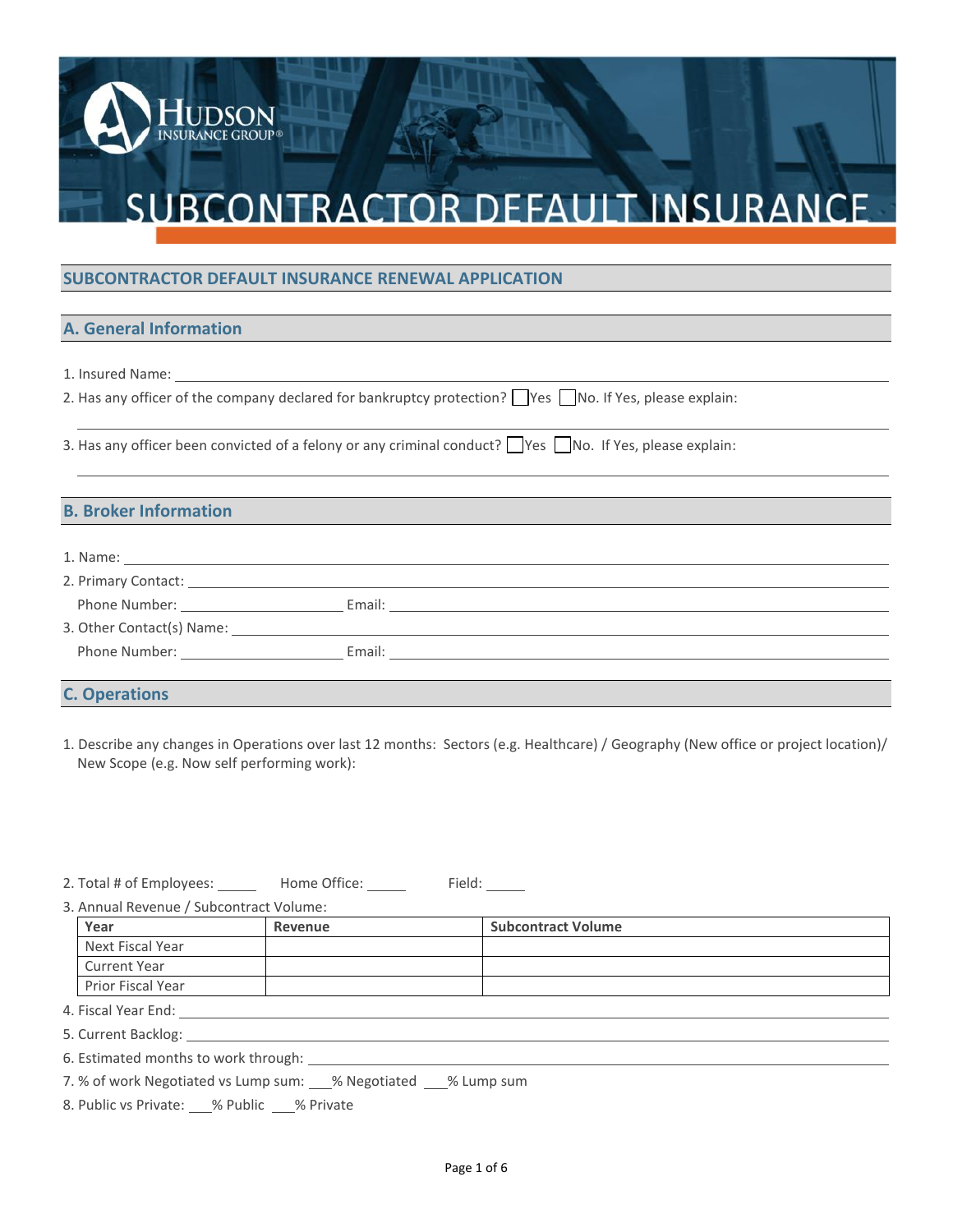# SUBCONTRACTOR DEFAULT INSURANCE

## SUBCONTRACTOR DEFAULT INSURANCE RENEWAL APPLICATION

## A. General Information

1. Insured Name: ______________________________
2. Has any officer of the company declared for bankruptcy protection? ☐ Yes ☐ No. If Yes, please explain:

______________________________

3. Has any officer been convicted of a felony or any criminal conduct? ☐ Yes ☐ No. If Yes, please explain:

______________________________

## B. Broker Information

1. Name: ______________________________
2. Primary Contact: ______________________________
   Phone Number: ______________ Email: ______________________________
3. Other Contact(s) Name: ______________________________
   Phone Number: ______________ Email: ______________________________

## C. Operations

1. Describe any changes in Operations over last 12 months: Sectors (e.g. Healthcare) / Geography (New office or project location)/ New Scope (e.g. Now self performing work):

2. Total # of Employees: _____ Home Office: _____ Field: _____
3. Annual Revenue / Subcontract Volume:

| Year | Revenue | Subcontract Volume |
|---|---|---|
| Next Fiscal Year | | |
| Current Year | | |
| Prior Fiscal Year | | |

4. Fiscal Year End: ______________________________
5. Current Backlog: ______________________________
6. Estimated months to work through: ______________________________
7. % of work Negotiated vs Lump sum: ___% Negotiated ___% Lump sum
8. Public vs Private: ___% Public ___% Private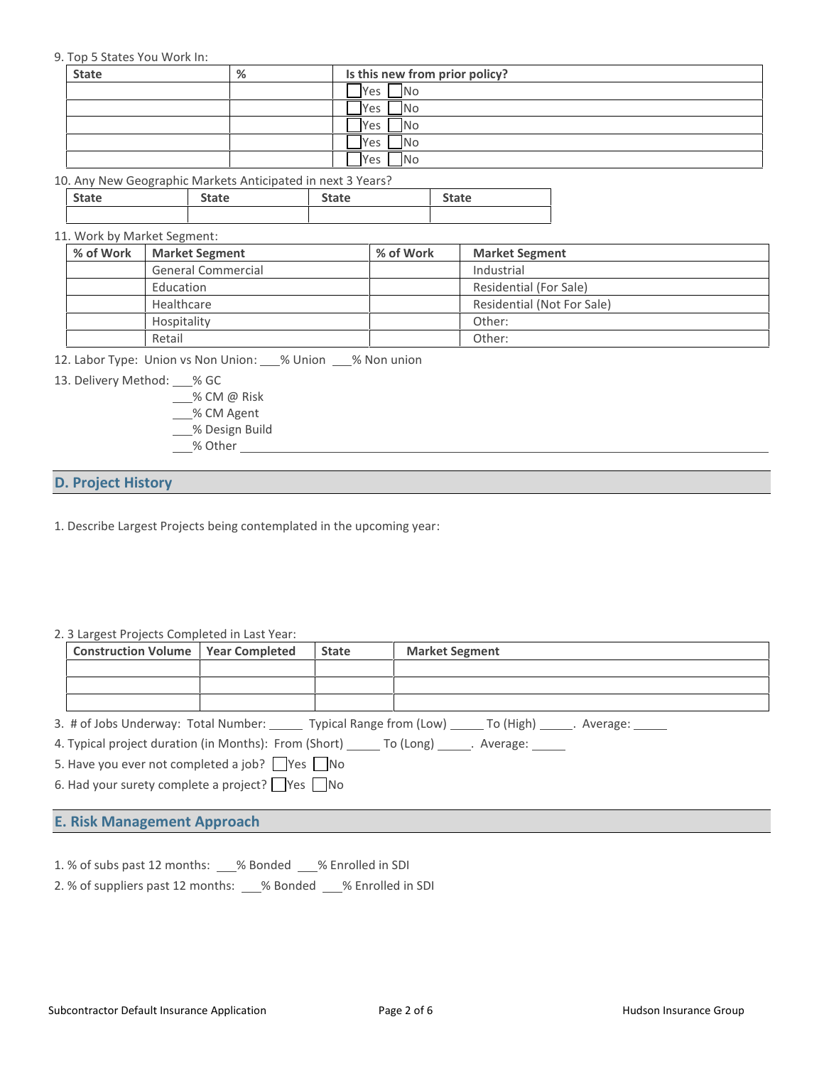9. Top 5 States You Work In:

| State | % | Is this new from prior policy? |
|---|---|---|
| | | ☐ Yes ☐ No |
| | | ☐ Yes ☐ No |
| | | ☐ Yes ☐ No |
| | | ☐ Yes ☐ No |
| | | ☐ Yes ☐ No |

10. Any New Geographic Markets Anticipated in next 3 Years?

| State | State | State | State |
|---|---|---|---|
| | | | |

11. Work by Market Segment:

| % of Work | Market Segment | % of Work | Market Segment |
|---|---|---|---|
| | General Commercial | | Industrial |
| | Education | | Residential (For Sale) |
| | Healthcare | | Residential (Not For Sale) |
| | Hospitality | | Other: |
| | Retail | | Other: |

12. Labor Type: Union vs Non Union: ___% Union ___% Non union

13. Delivery Method: ___% GC
___% CM @ Risk
___% CM Agent
___% Design Build
___% Other ________________________________

## D. Project History

1. Describe Largest Projects being contemplated in the upcoming year:

2. 3 Largest Projects Completed in Last Year:

| Construction Volume | Year Completed | State | Market Segment |
|---|---|---|---|
| | | | |
| | | | |
| | | | |

3. # of Jobs Underway: Total Number: _____ Typical Range from (Low) _____ To (High) _____. Average: _____

4. Typical project duration (in Months): From (Short) _____ To (Long) _____. Average: _____

5. Have you ever not completed a job? ☐ Yes ☐ No

6. Had your surety complete a project? ☐ Yes ☐ No

## E. Risk Management Approach

1. % of subs past 12 months: ___% Bonded ___% Enrolled in SDI

2. % of suppliers past 12 months: ___% Bonded ___% Enrolled in SDI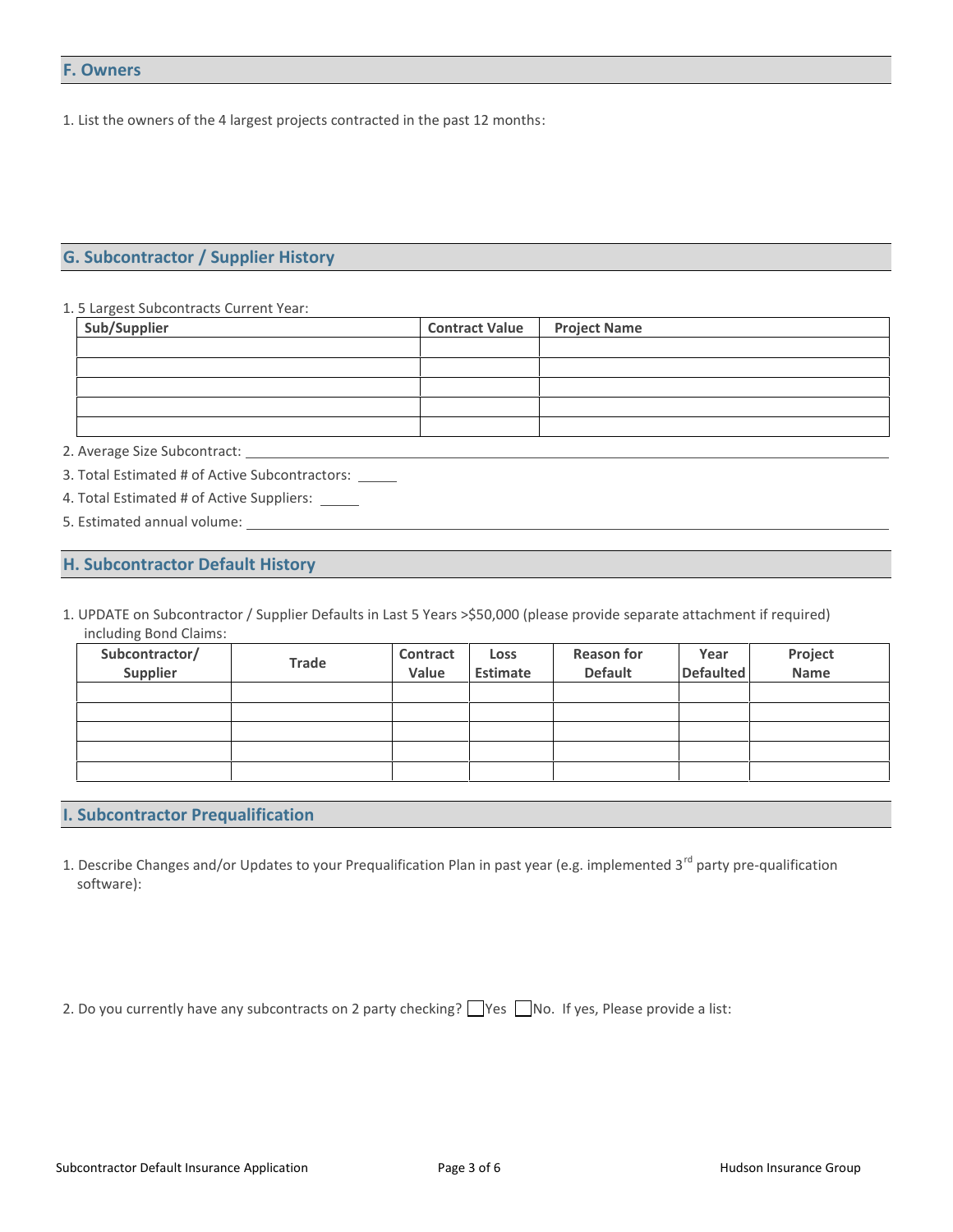## F. Owners

1. List the owners of the 4 largest projects contracted in the past 12 months:

## G. Subcontractor / Supplier History

1. 5 Largest Subcontracts Current Year:

| Sub/Supplier | Contract Value | Project Name |
|---|---|---|
| | | |
| | | |
| | | |
| | | |
| | | |

2. Average Size Subcontract: ______________________________

3. Total Estimated # of Active Subcontractors: _____

4. Total Estimated # of Active Suppliers: _____

5. Estimated annual volume: ______________________________

## H. Subcontractor Default History

1. UPDATE on Subcontractor / Supplier Defaults in Last 5 Years >$50,000 (please provide separate attachment if required) including Bond Claims:

| Subcontractor/ Supplier | Trade | Contract Value | Loss Estimate | Reason for Default | Year Defaulted | Project Name |
|---|---|---|---|---|---|---|
| | | | | | | |
| | | | | | | |
| | | | | | | |
| | | | | | | |
| | | | | | | |

## I. Subcontractor Prequalification

1. Describe Changes and/or Updates to your Prequalification Plan in past year (e.g. implemented 3rd party pre-qualification software):

2. Do you currently have any subcontracts on 2 party checking? ☐ Yes ☐ No. If yes, Please provide a list: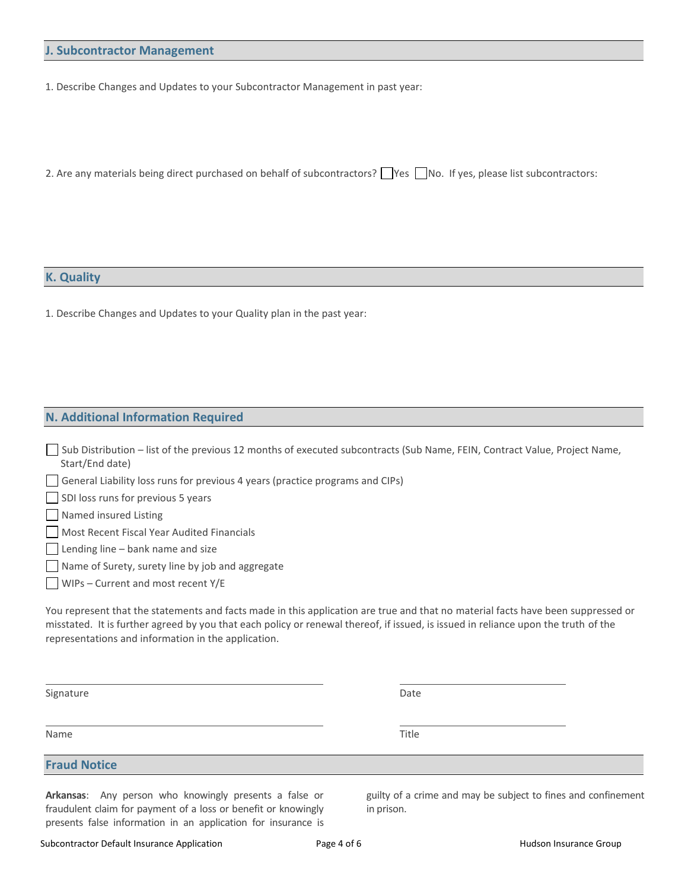## J. Subcontractor Management

1. Describe Changes and Updates to your Subcontractor Management in past year:

2. Are any materials being direct purchased on behalf of subcontractors? ☐ Yes ☐ No. If yes, please list subcontractors:

## K. Quality

1. Describe Changes and Updates to your Quality plan in the past year:

## N. Additional Information Required

- ☐ Sub Distribution – list of the previous 12 months of executed subcontracts (Sub Name, FEIN, Contract Value, Project Name, Start/End date)
- ☐ General Liability loss runs for previous 4 years (practice programs and CIPs)
- ☐ SDI loss runs for previous 5 years
- ☐ Named insured Listing
- ☐ Most Recent Fiscal Year Audited Financials
- ☐ Lending line – bank name and size
- ☐ Name of Surety, surety line by job and aggregate
- ☐ WIPs – Current and most recent Y/E

You represent that the statements and facts made in this application are true and that no material facts have been suppressed or misstated. It is further agreed by you that each policy or renewal thereof, if issued, is issued in reliance upon the truth of the representations and information in the application.

Signature ______________________ Date ______________________

Name ______________________ Title ______________________

## Fraud Notice

**Arkansas**: Any person who knowingly presents a false or fraudulent claim for payment of a loss or benefit or knowingly presents false information in an application for insurance is guilty of a crime and may be subject to fines and confinement in prison.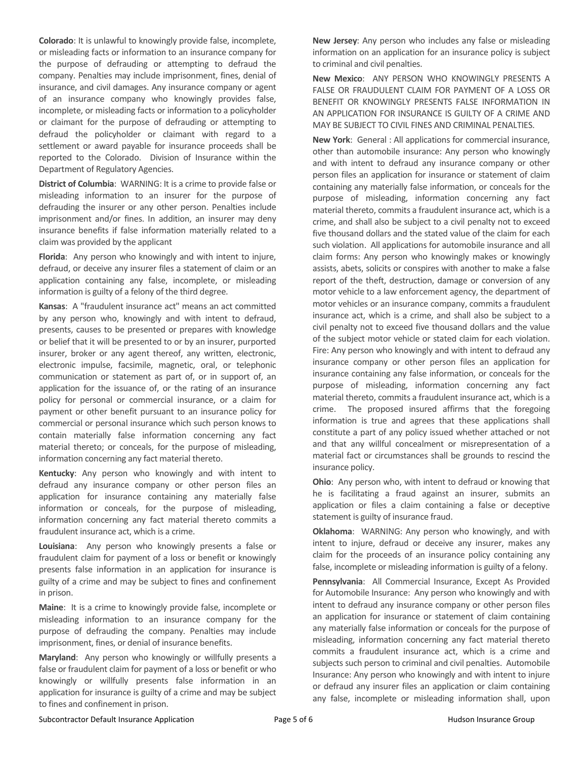**Colorado**: It is unlawful to knowingly provide false, incomplete, or misleading facts or information to an insurance company for the purpose of defrauding or attempting to defraud the company. Penalties may include imprisonment, fines, denial of insurance, and civil damages. Any insurance company or agent of an insurance company who knowingly provides false, incomplete, or misleading facts or information to a policyholder or claimant for the purpose of defrauding or attempting to defraud the policyholder or claimant with regard to a settlement or award payable for insurance proceeds shall be reported to the Colorado. Division of Insurance within the Department of Regulatory Agencies.

**District of Columbia**: WARNING: It is a crime to provide false or misleading information to an insurer for the purpose of defrauding the insurer or any other person. Penalties include imprisonment and/or fines. In addition, an insurer may deny insurance benefits if false information materially related to a claim was provided by the applicant

**Florida**: Any person who knowingly and with intent to injure, defraud, or deceive any insurer files a statement of claim or an application containing any false, incomplete, or misleading information is guilty of a felony of the third degree.

**Kansas**: A "fraudulent insurance act" means an act committed by any person who, knowingly and with intent to defraud, presents, causes to be presented or prepares with knowledge or belief that it will be presented to or by an insurer, purported insurer, broker or any agent thereof, any written, electronic, electronic impulse, facsimile, magnetic, oral, or telephonic communication or statement as part of, or in support of, an application for the issuance of, or the rating of an insurance policy for personal or commercial insurance, or a claim for payment or other benefit pursuant to an insurance policy for commercial or personal insurance which such person knows to contain materially false information concerning any fact material thereto; or conceals, for the purpose of misleading, information concerning any fact material thereto.

**Kentucky**: Any person who knowingly and with intent to defraud any insurance company or other person files an application for insurance containing any materially false information or conceals, for the purpose of misleading, information concerning any fact material thereto commits a fraudulent insurance act, which is a crime.

**Louisiana**: Any person who knowingly presents a false or fraudulent claim for payment of a loss or benefit or knowingly presents false information in an application for insurance is guilty of a crime and may be subject to fines and confinement in prison.

**Maine**: It is a crime to knowingly provide false, incomplete or misleading information to an insurance company for the purpose of defrauding the company. Penalties may include imprisonment, fines, or denial of insurance benefits.

**Maryland**: Any person who knowingly or willfully presents a false or fraudulent claim for payment of a loss or benefit or who knowingly or willfully presents false information in an application for insurance is guilty of a crime and may be subject to fines and confinement in prison.

**New Jersey**: Any person who includes any false or misleading information on an application for an insurance policy is subject to criminal and civil penalties.

**New Mexico**: ANY PERSON WHO KNOWINGLY PRESENTS A FALSE OR FRAUDULENT CLAIM FOR PAYMENT OF A LOSS OR BENEFIT OR KNOWINGLY PRESENTS FALSE INFORMATION IN AN APPLICATION FOR INSURANCE IS GUILTY OF A CRIME AND MAY BE SUBJECT TO CIVIL FINES AND CRIMINAL PENALTIES.

**New York**: General : All applications for commercial insurance, other than automobile insurance: Any person who knowingly and with intent to defraud any insurance company or other person files an application for insurance or statement of claim containing any materially false information, or conceals for the purpose of misleading, information concerning any fact material thereto, commits a fraudulent insurance act, which is a crime, and shall also be subject to a civil penalty not to exceed five thousand dollars and the stated value of the claim for each such violation. All applications for automobile insurance and all claim forms: Any person who knowingly makes or knowingly assists, abets, solicits or conspires with another to make a false report of the theft, destruction, damage or conversion of any motor vehicle to a law enforcement agency, the department of motor vehicles or an insurance company, commits a fraudulent insurance act, which is a crime, and shall also be subject to a civil penalty not to exceed five thousand dollars and the value of the subject motor vehicle or stated claim for each violation. Fire: Any person who knowingly and with intent to defraud any insurance company or other person files an application for insurance containing any false information, or conceals for the purpose of misleading, information concerning any fact material thereto, commits a fraudulent insurance act, which is a crime. The proposed insured affirms that the foregoing information is true and agrees that these applications shall constitute a part of any policy issued whether attached or not and that any willful concealment or misrepresentation of a material fact or circumstances shall be grounds to rescind the insurance policy.

**Ohio**: Any person who, with intent to defraud or knowing that he is facilitating a fraud against an insurer, submits an application or files a claim containing a false or deceptive statement is guilty of insurance fraud.

**Oklahoma**: WARNING: Any person who knowingly, and with intent to injure, defraud or deceive any insurer, makes any claim for the proceeds of an insurance policy containing any false, incomplete or misleading information is guilty of a felony.

**Pennsylvania**: All Commercial Insurance, Except As Provided for Automobile Insurance: Any person who knowingly and with intent to defraud any insurance company or other person files an application for insurance or statement of claim containing any materially false information or conceals for the purpose of misleading, information concerning any fact material thereto commits a fraudulent insurance act, which is a crime and subjects such person to criminal and civil penalties. Automobile Insurance: Any person who knowingly and with intent to injure or defraud any insurer files an application or claim containing any false, incomplete or misleading information shall, upon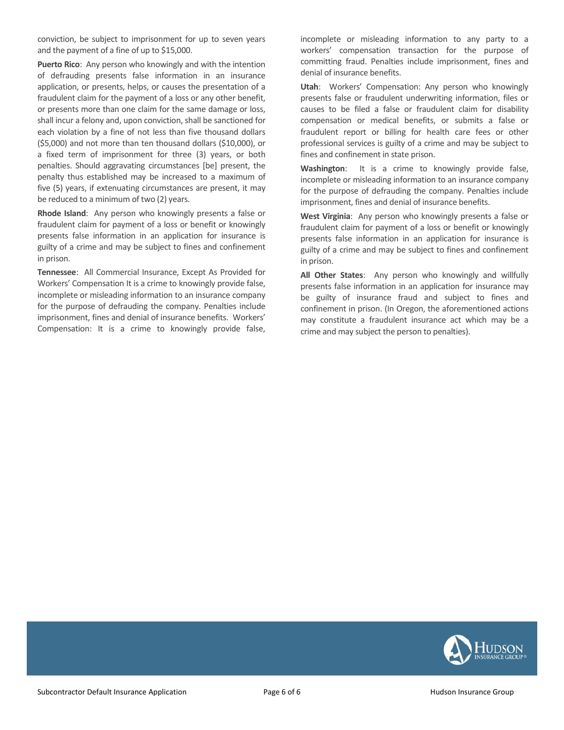conviction, be subject to imprisonment for up to seven years and the payment of a fine of up to $15,000.

**Puerto Rico**: Any person who knowingly and with the intention of defrauding presents false information in an insurance application, or presents, helps, or causes the presentation of a fraudulent claim for the payment of a loss or any other benefit, or presents more than one claim for the same damage or loss, shall incur a felony and, upon conviction, shall be sanctioned for each violation by a fine of not less than five thousand dollars ($5,000) and not more than ten thousand dollars ($10,000), or a fixed term of imprisonment for three (3) years, or both penalties. Should aggravating circumstances [be] present, the penalty thus established may be increased to a maximum of five (5) years, if extenuating circumstances are present, it may be reduced to a minimum of two (2) years.

**Rhode Island**: Any person who knowingly presents a false or fraudulent claim for payment of a loss or benefit or knowingly presents false information in an application for insurance is guilty of a crime and may be subject to fines and confinement in prison.

**Tennessee**: All Commercial Insurance, Except As Provided for Workers' Compensation It is a crime to knowingly provide false, incomplete or misleading information to an insurance company for the purpose of defrauding the company. Penalties include imprisonment, fines and denial of insurance benefits. Workers' Compensation: It is a crime to knowingly provide false, incomplete or misleading information to any party to a workers' compensation transaction for the purpose of committing fraud. Penalties include imprisonment, fines and denial of insurance benefits.

**Utah**: Workers' Compensation: Any person who knowingly presents false or fraudulent underwriting information, files or causes to be filed a false or fraudulent claim for disability compensation or medical benefits, or submits a false or fraudulent report or billing for health care fees or other professional services is guilty of a crime and may be subject to fines and confinement in state prison.

**Washington**: It is a crime to knowingly provide false, incomplete or misleading information to an insurance company for the purpose of defrauding the company. Penalties include imprisonment, fines and denial of insurance benefits.

**West Virginia**: Any person who knowingly presents a false or fraudulent claim for payment of a loss or benefit or knowingly presents false information in an application for insurance is guilty of a crime and may be subject to fines and confinement in prison.

**All Other States**: Any person who knowingly and willfully presents false information in an application for insurance may be guilty of insurance fraud and subject to fines and confinement in prison. (In Oregon, the aforementioned actions may constitute a fraudulent insurance act which may be a crime and may subject the person to penalties).